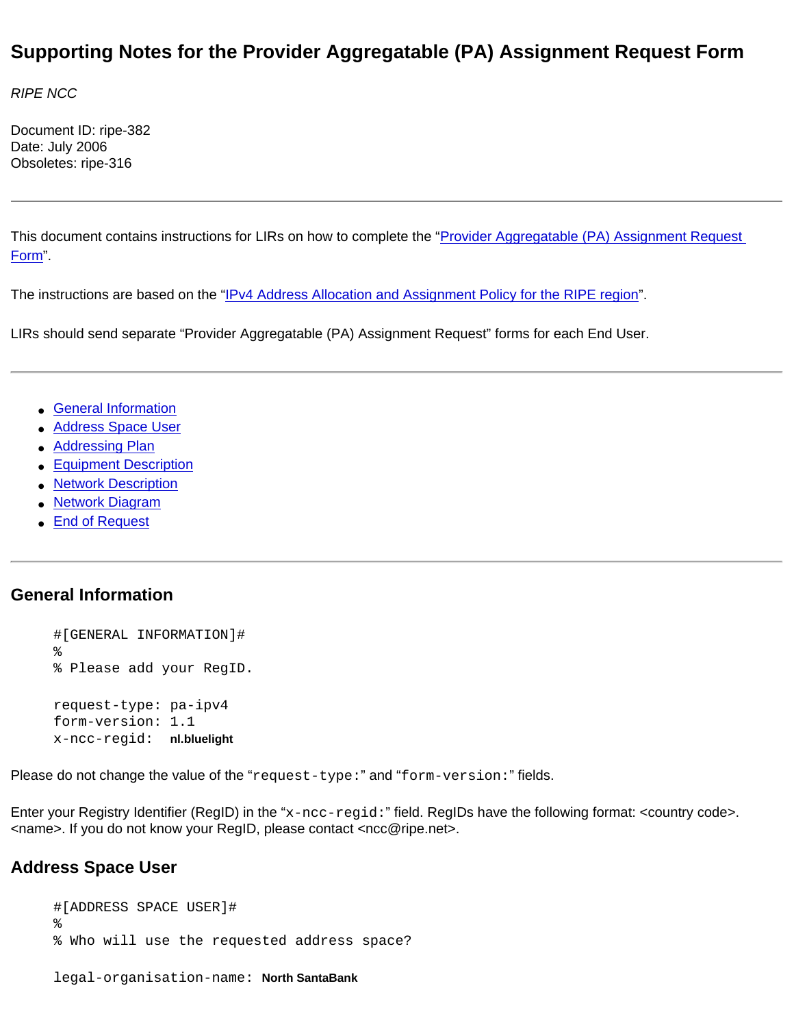# Supporting Notes for the Provider Aggregatable (PA) Assignment Request Form

*RIPE NCC*

Document ID: ripe-382
Date: July 2006
Obsoletes: ripe-316

---

This document contains instructions for LIRs on how to complete the "Provider Aggregatable (PA) Assignment Request Form".

The instructions are based on the "IPv4 Address Allocation and Assignment Policy for the RIPE region".

LIRs should send separate "Provider Aggregatable (PA) Assignment Request" forms for each End User.

---

- General Information
- Address Space User
- Addressing Plan
- Equipment Description
- Network Description
- Network Diagram
- End of Request

---

## General Information

```
#[GENERAL INFORMATION]#
%
% Please add your RegID.

request-type: pa-ipv4
form-version: 1.1
x-ncc-regid:  nl.bluelight
```

Please do not change the value of the "`request-type:`" and "`form-version:`" fields.

Enter your Registry Identifier (RegID) in the "`x-ncc-regid:`" field. RegIDs have the following format: <country code>.<name>. If you do not know your RegID, please contact <ncc@ripe.net>.

## Address Space User

```
#[ADDRESS SPACE USER]#
%
% Who will use the requested address space?

legal-organisation-name: North SantaBank
```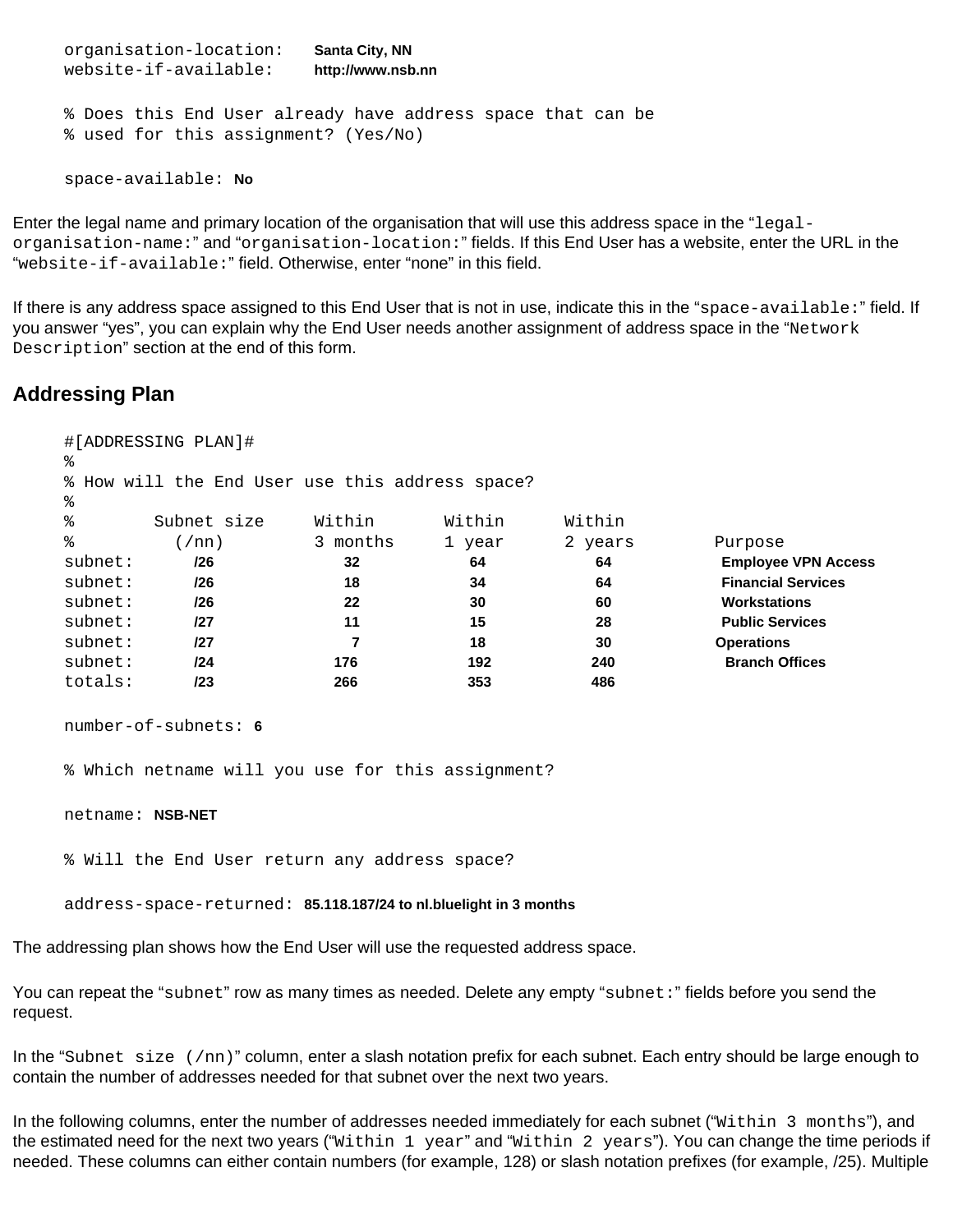```
organisation-location:    Santa City, NN
website-if-available:     http://www.nsb.nn

% Does this End User already have address space that can be
% used for this assignment? (Yes/No)

space-available: No
```

Enter the legal name and primary location of the organisation that will use this address space in the "`legal-organisation-name:`" and "`organisation-location:`" fields. If this End User has a website, enter the URL in the "`website-if-available:`" field. Otherwise, enter "none" in this field.

If there is any address space assigned to this End User that is not in use, indicate this in the "`space-available:`" field. If you answer "yes", you can explain why the End User needs another assignment of address space in the "`Network Description`" section at the end of this form.

## Addressing Plan

```
#[ADDRESSING PLAN]#
%
% How will the End User use this address space?
%
%        Subnet size     Within       Within      Within
%          (/nn)         3 months     1 year      2 years        Purpose
subnet:       /26            32           64          64           Employee VPN Access
subnet:       /26            18           34          64           Financial Services
subnet:       /26            22           30          60           Workstations
subnet:       /27            11           15          28           Public Services
subnet:       /27             7           18          30           Operations
subnet:       /24           176          192         240           Branch Offices
totals:       /23           266          353         486

number-of-subnets: 6

% Which netname will you use for this assignment?

netname: NSB-NET

% Will the End User return any address space?

address-space-returned: 85.118.187/24 to nl.bluelight in 3 months
```

The addressing plan shows how the End User will use the requested address space.

You can repeat the "`subnet`" row as many times as needed. Delete any empty "`subnet:`" fields before you send the request.

In the "`Subnet size (/nn)`" column, enter a slash notation prefix for each subnet. Each entry should be large enough to contain the number of addresses needed for that subnet over the next two years.

In the following columns, enter the number of addresses needed immediately for each subnet ("`Within 3 months`"), and the estimated need for the next two years ("`Within 1 year`" and "`Within 2 years`"). You can change the time periods if needed. These columns can either contain numbers (for example, 128) or slash notation prefixes (for example, /25). Multiple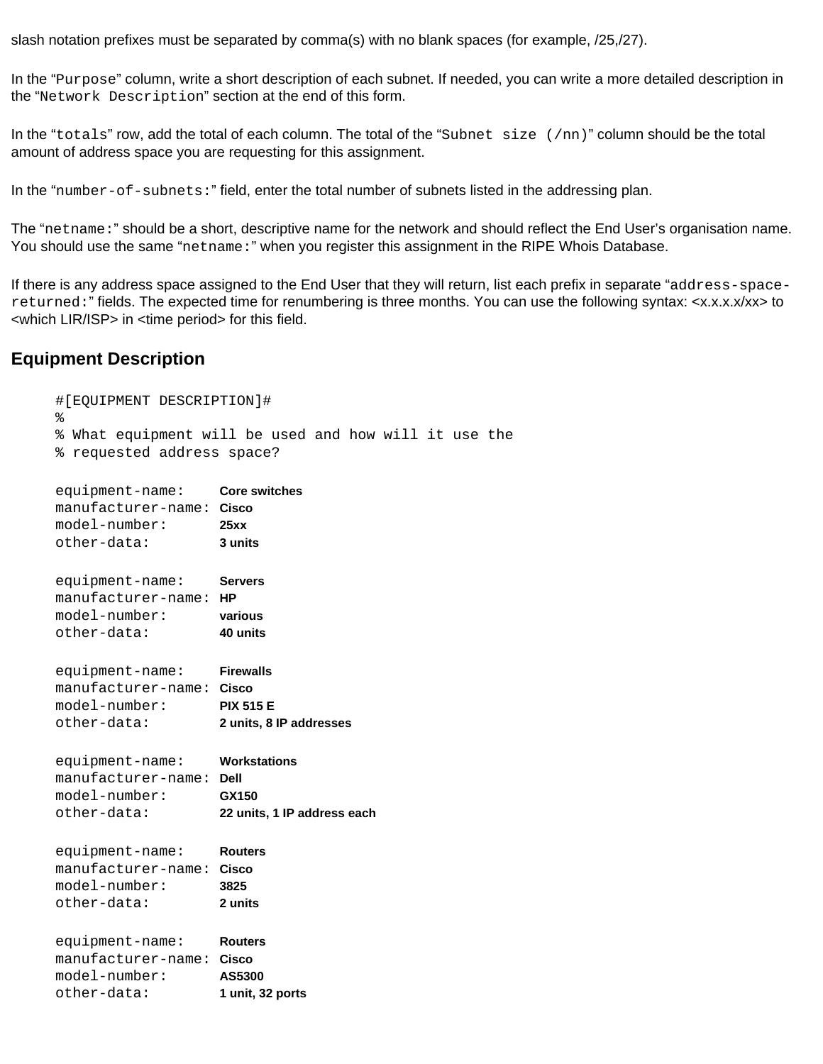slash notation prefixes must be separated by comma(s) with no blank spaces (for example, /25,/27).

In the "`Purpose`" column, write a short description of each subnet. If needed, you can write a more detailed description in the "`Network Description`" section at the end of this form.

In the "`totals`" row, add the total of each column. The total of the "`Subnet size (/nn)`" column should be the total amount of address space you are requesting for this assignment.

In the "`number-of-subnets:`" field, enter the total number of subnets listed in the addressing plan.

The "`netname:`" should be a short, descriptive name for the network and should reflect the End User's organisation name. You should use the same "`netname:`" when you register this assignment in the RIPE Whois Database.

If there is any address space assigned to the End User that they will return, list each prefix in separate "`address-space-returned:`" fields. The expected time for renumbering is three months. You can use the following syntax: <x.x.x.x/xx> to <which LIR/ISP> in <time period> for this field.

## Equipment Description

```
#[EQUIPMENT DESCRIPTION]#
%
% What equipment will be used and how will it use the
% requested address space?

equipment-name:     Core switches
manufacturer-name:  Cisco
model-number:       25xx
other-data:         3 units

equipment-name:     Servers
manufacturer-name:  HP
model-number:       various
other-data:         40 units

equipment-name:     Firewalls
manufacturer-name:  Cisco
model-number:       PIX 515 E
other-data:         2 units, 8 IP addresses

equipment-name:     Workstations
manufacturer-name:  Dell
model-number:       GX150
other-data:         22 units, 1 IP address each

equipment-name:     Routers
manufacturer-name:  Cisco
model-number:       3825
other-data:         2 units

equipment-name:     Routers
manufacturer-name:  Cisco
model-number:       AS5300
other-data:         1 unit, 32 ports
```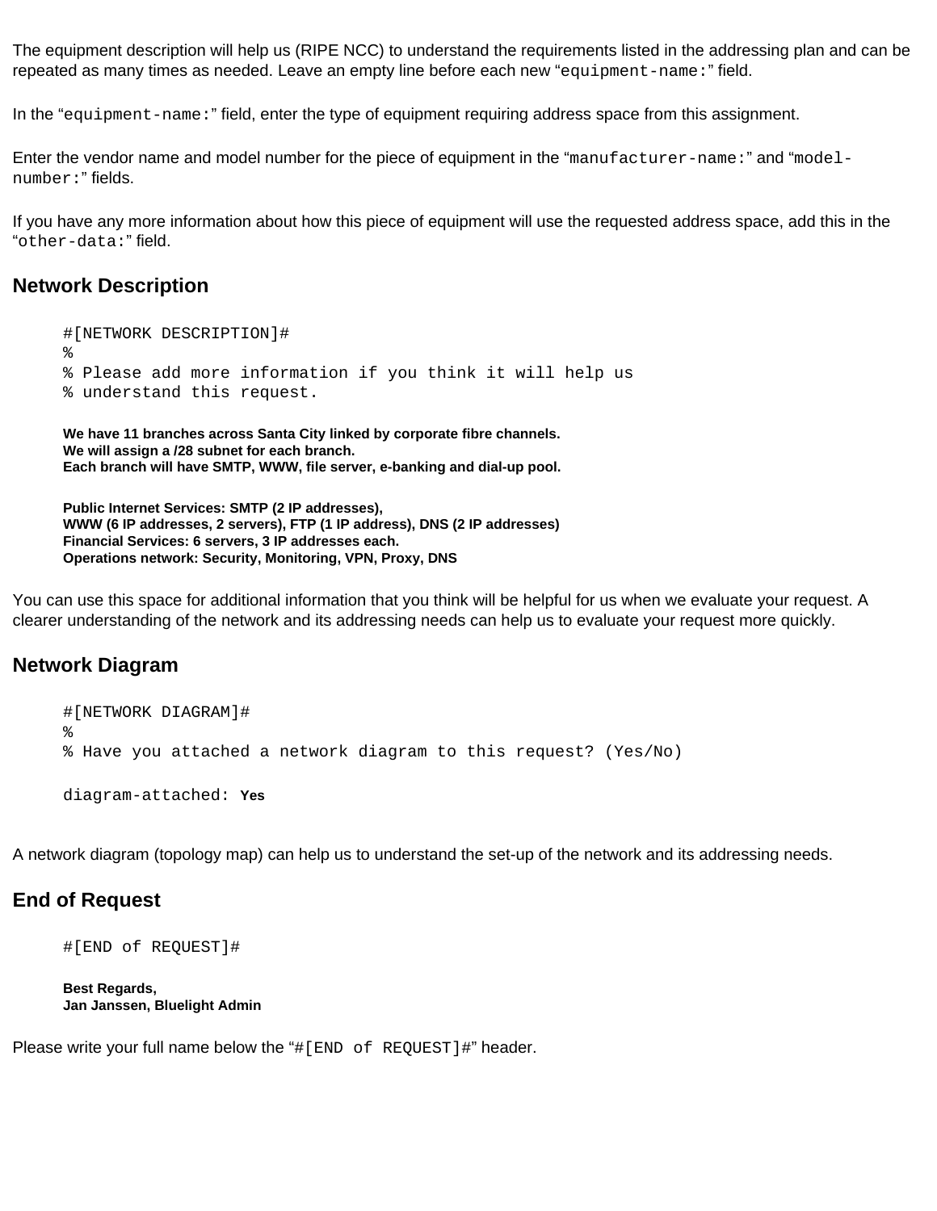The equipment description will help us (RIPE NCC) to understand the requirements listed in the addressing plan and can be repeated as many times as needed. Leave an empty line before each new "`equipment-name:`" field.

In the "`equipment-name:`" field, enter the type of equipment requiring address space from this assignment.

Enter the vendor name and model number for the piece of equipment in the "`manufacturer-name:`" and "`model-number:`" fields.

If you have any more information about how this piece of equipment will use the requested address space, add this in the "`other-data:`" field.

## Network Description

```
#[NETWORK DESCRIPTION]#
%
% Please add more information if you think it will help us
% understand this request.
```

**We have 11 branches across Santa City linked by corporate fibre channels.**
**We will assign a /28 subnet for each branch.**
**Each branch will have SMTP, WWW, file server, e-banking and dial-up pool.**

**Public Internet Services: SMTP (2 IP addresses),**
**WWW (6 IP addresses, 2 servers), FTP (1 IP address), DNS (2 IP addresses)**
**Financial Services: 6 servers, 3 IP addresses each.**
**Operations network: Security, Monitoring, VPN, Proxy, DNS**

You can use this space for additional information that you think will be helpful for us when we evaluate your request. A clearer understanding of the network and its addressing needs can help us to evaluate your request more quickly.

## Network Diagram

```
#[NETWORK DIAGRAM]#
%
% Have you attached a network diagram to this request? (Yes/No)

diagram-attached: Yes
```

A network diagram (topology map) can help us to understand the set-up of the network and its addressing needs.

## End of Request

```
#[END of REQUEST]#
```

**Best Regards,**
**Jan Janssen, Bluelight Admin**

Please write your full name below the "`#[END of REQUEST]#`" header.